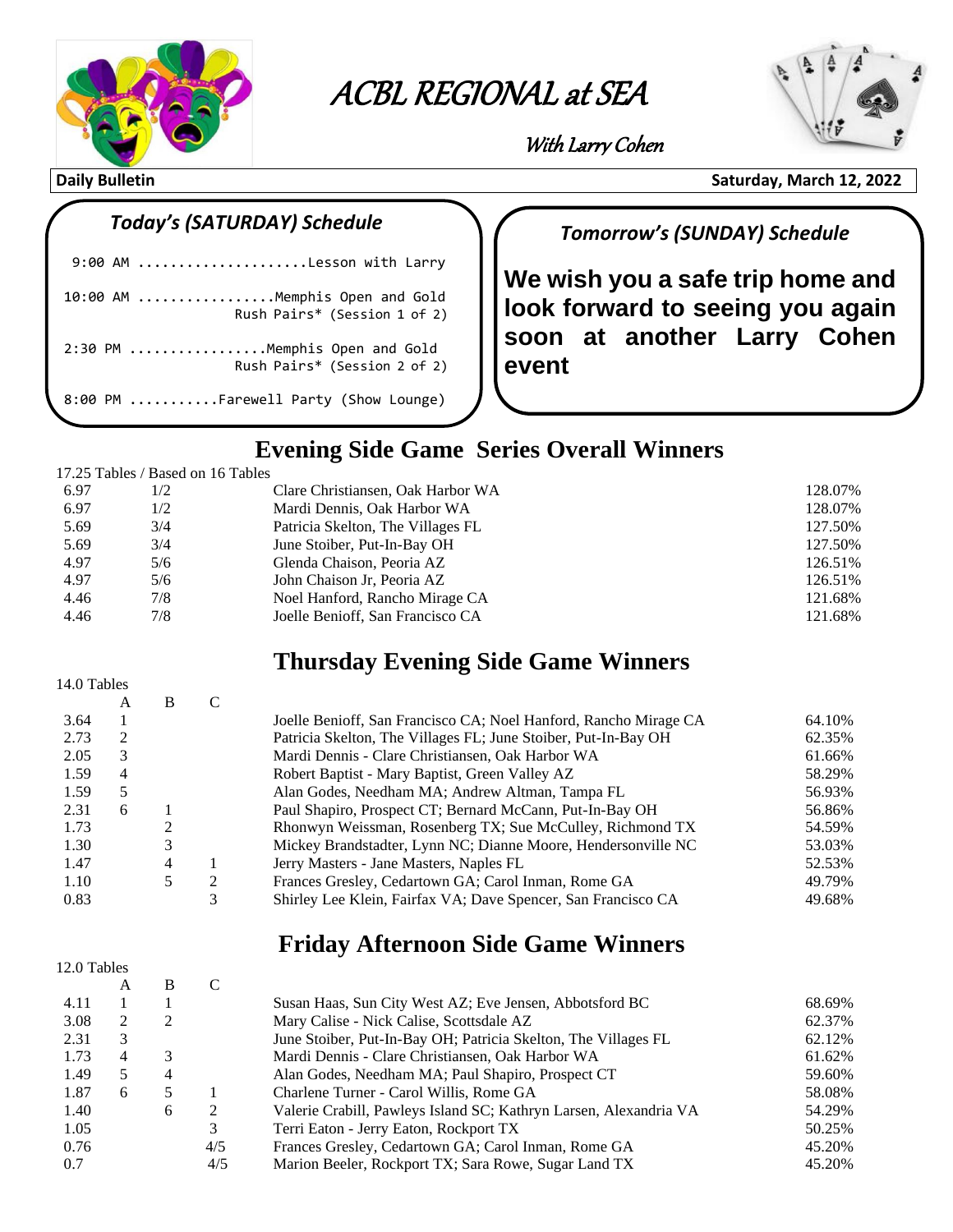# ACBL REGIONAL at SEA

*With Larry Cohen*

**Daily Bulletin** **Saturday, March 12, 2022**

### *Today's (SATURDAY) Schedule*

```
 9:00 AM .....................Lesson with Larry

10:00 AM .................Memphis Open and Gold
                          Rush Pairs* (Session 1 of 2)

 2:30 PM .................Memphis Open and Gold
                          Rush Pairs* (Session 2 of 2)

 8:00 PM ...........Farewell Party (Show Lounge)
```

### *Tomorrow's (SUNDAY) Schedule*

**We wish you a safe trip home and look forward to seeing you again soon at another Larry Cohen event**

## Evening Side Game Series Overall Winners

17.25 Tables / Based on 16 Tables

| | | | |
|---|---|---|---|
| 6.97 | 1/2 | Clare Christiansen, Oak Harbor WA | 128.07% |
| 6.97 | 1/2 | Mardi Dennis, Oak Harbor WA | 128.07% |
| 5.69 | 3/4 | Patricia Skelton, The Villages FL | 127.50% |
| 5.69 | 3/4 | June Stoiber, Put-In-Bay OH | 127.50% |
| 4.97 | 5/6 | Glenda Chaison, Peoria AZ | 126.51% |
| 4.97 | 5/6 | John Chaison Jr, Peoria AZ | 126.51% |
| 4.46 | 7/8 | Noel Hanford, Rancho Mirage CA | 121.68% |
| 4.46 | 7/8 | Joelle Benioff, San Francisco CA | 121.68% |

## Thursday Evening Side Game Winners

14.0 Tables

| | A | B | C | | |
|---|---|---|---|---|---|
| 3.64 | 1 | | | Joelle Benioff, San Francisco CA; Noel Hanford, Rancho Mirage CA | 64.10% |
| 2.73 | 2 | | | Patricia Skelton, The Villages FL; June Stoiber, Put-In-Bay OH | 62.35% |
| 2.05 | 3 | | | Mardi Dennis - Clare Christiansen, Oak Harbor WA | 61.66% |
| 1.59 | 4 | | | Robert Baptist - Mary Baptist, Green Valley AZ | 58.29% |
| 1.59 | 5 | | | Alan Godes, Needham MA; Andrew Altman, Tampa FL | 56.93% |
| 2.31 | 6 | 1 | | Paul Shapiro, Prospect CT; Bernard McCann, Put-In-Bay OH | 56.86% |
| 1.73 | | 2 | | Rhonwyn Weissman, Rosenberg TX; Sue McCulley, Richmond TX | 54.59% |
| 1.30 | | 3 | | Mickey Brandstadter, Lynn NC; Dianne Moore, Hendersonville NC | 53.03% |
| 1.47 | | 4 | 1 | Jerry Masters - Jane Masters, Naples FL | 52.53% |
| 1.10 | | 5 | 2 | Frances Gresley, Cedartown GA; Carol Inman, Rome GA | 49.79% |
| 0.83 | | | 3 | Shirley Lee Klein, Fairfax VA; Dave Spencer, San Francisco CA | 49.68% |

## Friday Afternoon Side Game Winners

12.0 Tables

| | A | B | C | | |
|---|---|---|---|---|---|
| 4.11 | 1 | 1 | | Susan Haas, Sun City West AZ; Eve Jensen, Abbotsford BC | 68.69% |
| 3.08 | 2 | 2 | | Mary Calise - Nick Calise, Scottsdale AZ | 62.37% |
| 2.31 | 3 | | | June Stoiber, Put-In-Bay OH; Patricia Skelton, The Villages FL | 62.12% |
| 1.73 | 4 | 3 | | Mardi Dennis - Clare Christiansen, Oak Harbor WA | 61.62% |
| 1.49 | 5 | 4 | | Alan Godes, Needham MA; Paul Shapiro, Prospect CT | 59.60% |
| 1.87 | 6 | 5 | 1 | Charlene Turner - Carol Willis, Rome GA | 58.08% |
| 1.40 | | 6 | 2 | Valerie Crabill, Pawleys Island SC; Kathryn Larsen, Alexandria VA | 54.29% |
| 1.05 | | | 3 | Terri Eaton - Jerry Eaton, Rockport TX | 50.25% |
| 0.76 | | | 4/5 | Frances Gresley, Cedartown GA; Carol Inman, Rome GA | 45.20% |
| 0.7 | | | 4/5 | Marion Beeler, Rockport TX; Sara Rowe, Sugar Land TX | 45.20% |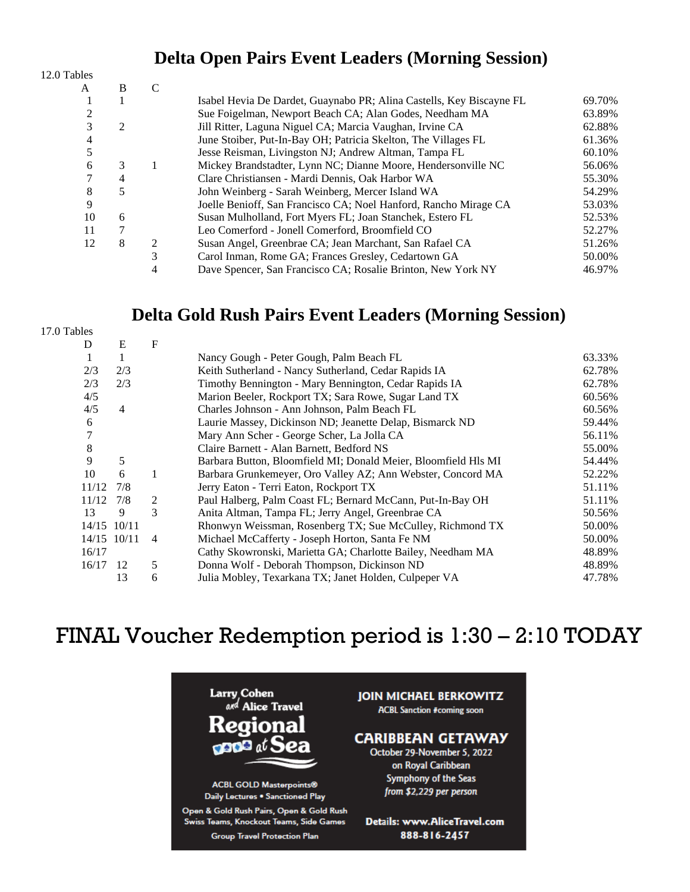## Delta Open Pairs Event Leaders (Morning Session)

12.0 Tables

| A | B | C | | |
|---|---|---|---|---|
| 1 | 1 | | Isabel Hevia De Dardet, Guaynabo PR; Alina Castells, Key Biscayne FL | 69.70% |
| 2 | | | Sue Foigelman, Newport Beach CA; Alan Godes, Needham MA | 63.89% |
| 3 | 2 | | Jill Ritter, Laguna Niguel CA; Marcia Vaughan, Irvine CA | 62.88% |
| 4 | | | June Stoiber, Put-In-Bay OH; Patricia Skelton, The Villages FL | 61.36% |
| 5 | | | Jesse Reisman, Livingston NJ; Andrew Altman, Tampa FL | 60.10% |
| 6 | 3 | 1 | Mickey Brandstadter, Lynn NC; Dianne Moore, Hendersonville NC | 56.06% |
| 7 | 4 | | Clare Christiansen - Mardi Dennis, Oak Harbor WA | 55.30% |
| 8 | 5 | | John Weinberg - Sarah Weinberg, Mercer Island WA | 54.29% |
| 9 | | | Joelle Benioff, San Francisco CA; Noel Hanford, Rancho Mirage CA | 53.03% |
| 10 | 6 | | Susan Mulholland, Fort Myers FL; Joan Stanchek, Estero FL | 52.53% |
| 11 | 7 | | Leo Comerford - Jonell Comerford, Broomfield CO | 52.27% |
| 12 | 8 | 2 | Susan Angel, Greenbrae CA; Jean Marchant, San Rafael CA | 51.26% |
| | | 3 | Carol Inman, Rome GA; Frances Gresley, Cedartown GA | 50.00% |
| | | 4 | Dave Spencer, San Francisco CA; Rosalie Brinton, New York NY | 46.97% |

## Delta Gold Rush Pairs Event Leaders (Morning Session)

17.0 Tables

| D | E | F | | |
|---|---|---|---|---|
| 1 | 1 | | Nancy Gough - Peter Gough, Palm Beach FL | 63.33% |
| 2/3 | 2/3 | | Keith Sutherland - Nancy Sutherland, Cedar Rapids IA | 62.78% |
| 2/3 | 2/3 | | Timothy Bennington - Mary Bennington, Cedar Rapids IA | 62.78% |
| 4/5 | | | Marion Beeler, Rockport TX; Sara Rowe, Sugar Land TX | 60.56% |
| 4/5 | 4 | | Charles Johnson - Ann Johnson, Palm Beach FL | 60.56% |
| 6 | | | Laurie Massey, Dickinson ND; Jeanette Delap, Bismarck ND | 59.44% |
| 7 | | | Mary Ann Scher - George Scher, La Jolla CA | 56.11% |
| 8 | | | Claire Barnett - Alan Barnett, Bedford NS | 55.00% |
| 9 | 5 | | Barbara Button, Bloomfield MI; Donald Meier, Bloomfield Hls MI | 54.44% |
| 10 | 6 | 1 | Barbara Grunkemeyer, Oro Valley AZ; Ann Webster, Concord MA | 52.22% |
| 11/12 | 7/8 | | Jerry Eaton - Terri Eaton, Rockport TX | 51.11% |
| 11/12 | 7/8 | 2 | Paul Halberg, Palm Coast FL; Bernard McCann, Put-In-Bay OH | 51.11% |
| 13 | 9 | 3 | Anita Altman, Tampa FL; Jerry Angel, Greenbrae CA | 50.56% |
| 14/15 | 10/11 | | Rhonwyn Weissman, Rosenberg TX; Sue McCulley, Richmond TX | 50.00% |
| 14/15 | 10/11 | 4 | Michael McCafferty - Joseph Horton, Santa Fe NM | 50.00% |
| 16/17 | | | Cathy Skowronski, Marietta GA; Charlotte Bailey, Needham MA | 48.89% |
| 16/17 | 12 | 5 | Donna Wolf - Deborah Thompson, Dickinson ND | 48.89% |
| | 13 | 6 | Julia Mobley, Texarkana TX; Janet Holden, Culpeper VA | 47.78% |

# FINAL Voucher Redemption period is 1:30 – 2:10 TODAY

**Larry Cohen** *and* **Alice Travel**

**Regional at Sea**

ACBL GOLD Masterpoints®
Daily Lectures • Sanctioned Play
Open & Gold Rush Pairs, Open & Gold Rush Swiss Teams, Knockout Teams, Side Games
Group Travel Protection Plan

**JOIN MICHAEL BERKOWITZ**
ACBL Sanction #coming soon

**CARIBBEAN GETAWAY**
October 29-November 5, 2022
on Royal Caribbean
Symphony of the Seas
*from $2,229 per person*

**Details: www.AliceTravel.com**
**888-816-2457**